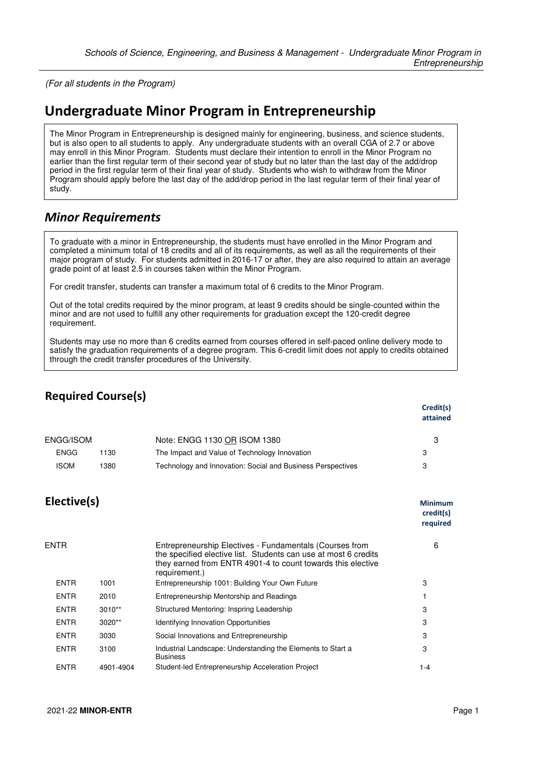(For all students in the Program)

# Undergraduate Minor Program in Entrepreneurship

The Minor Program in Entrepreneurship is designed mainly for engineering, business, and science students, but is also open to all students to apply. Any undergraduate students with an overall CGA of 2.7 or above may enroll in this Minor Program. Students must declare their intention to enroll in the Minor Program no earlier than the first regular term of their second year of study but no later than the last day of the add/drop period in the first regular term of their final year of study. Students who wish to withdraw from the Minor Program should apply before the last day of the add/drop period in the last regular term of their final year of study.

## Minor Requirements

To graduate with a minor in Entrepreneurship, the students must have enrolled in the Minor Program and completed a minimum total of 18 credits and all of its requirements, as well as all the requirements of their major program of study. For students admitted in 2016-17 or after, they are also required to attain an average grade point of at least 2.5 in courses taken within the Minor Program.

For credit transfer, students can transfer a maximum total of 6 credits to the Minor Program.

Out of the total credits required by the minor program, at least 9 credits should be single-counted within the minor and are not used to fulfill any other requirements for graduation except the 120-credit degree requirement.

Students may use no more than 6 credits earned from courses offered in self-paced online delivery mode to satisfy the graduation requirements of a degree program. This 6-credit limit does not apply to credits obtained through the credit transfer procedures of the University.

### Required Course(s)

| | | | Credit(s) attained |
|---|---|---|---|
| ENGG/ISOM | | Note: ENGG 1130 OR ISOM 1380 | 3 |
| ENGG | 1130 | The Impact and Value of Technology Innovation | 3 |
| ISOM | 1380 | Technology and Innovation: Social and Business Perspectives | 3 |

### Elective(s)

| | | | Minimum credit(s) required |
|---|---|---|---|
| ENTR | | Entrepreneurship Electives - Fundamentals (Courses from the specified elective list. Students can use at most 6 credits they earned from ENTR 4901-4 to count towards this elective requirement.) | 6 |
| ENTR | 1001 | Entrepreneurship 1001: Building Your Own Future | 3 |
| ENTR | 2010 | Entrepreneurship Mentorship and Readings | 1 |
| ENTR | 3010** | Structured Mentoring: Inspring Leadership | 3 |
| ENTR | 3020** | Identifying Innovation Opportunities | 3 |
| ENTR | 3030 | Social Innovations and Entrepreneurship | 3 |
| ENTR | 3100 | Industrial Landscape: Understanding the Elements to Start a Business | 3 |
| ENTR | 4901-4904 | Student-led Entrepreneurship Acceleration Project | 1-4 |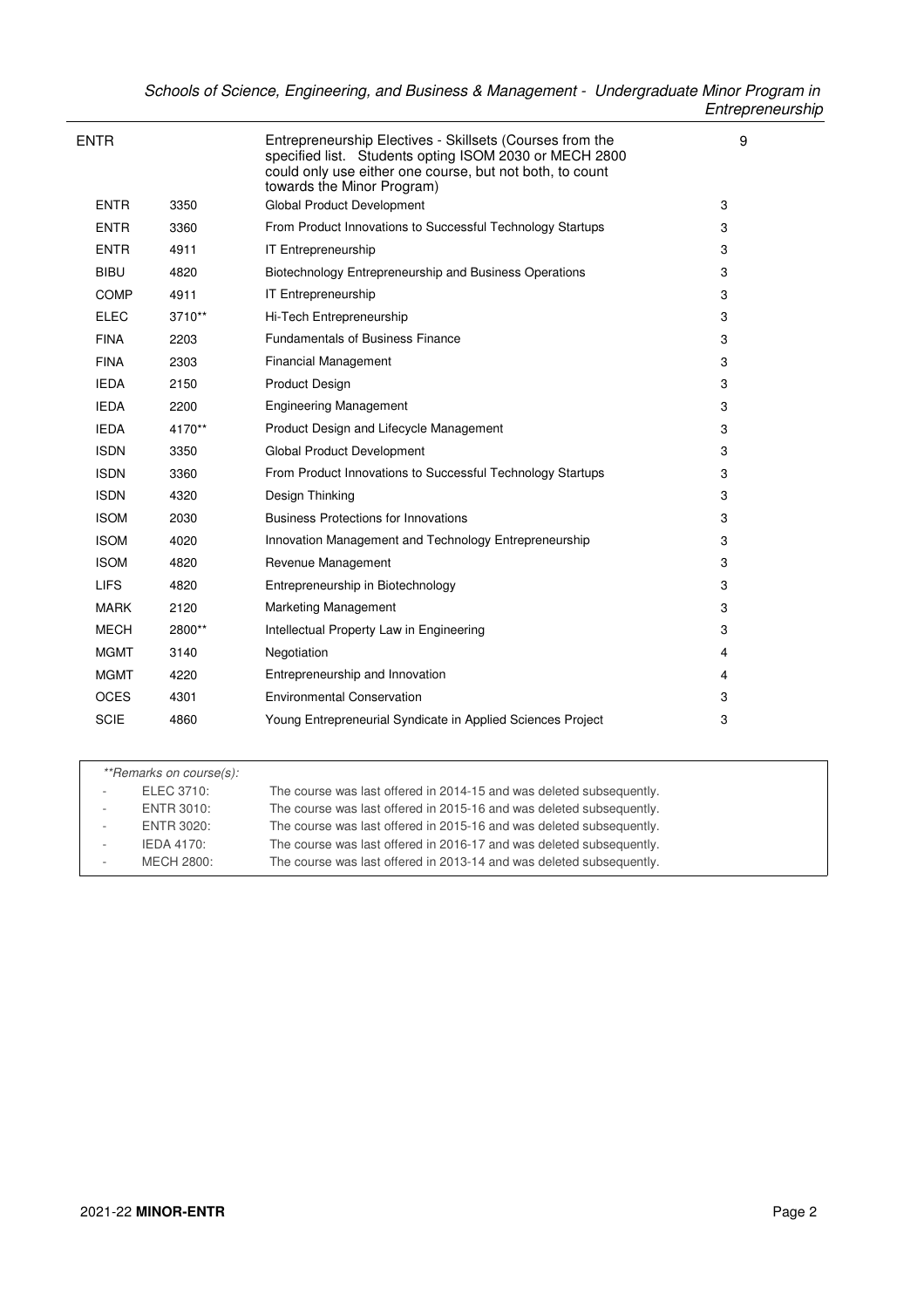| | | | |
|---|---|---|---|
| ENTR | | Entrepreneurship Electives - Skillsets (Courses from the specified list. Students opting ISOM 2030 or MECH 2800 could only use either one course, but not both, to count towards the Minor Program) | 9 |
| ENTR | 3350 | Global Product Development | 3 |
| ENTR | 3360 | From Product Innovations to Successful Technology Startups | 3 |
| ENTR | 4911 | IT Entrepreneurship | 3 |
| BIBU | 4820 | Biotechnology Entrepreneurship and Business Operations | 3 |
| COMP | 4911 | IT Entrepreneurship | 3 |
| ELEC | 3710** | Hi-Tech Entrepreneurship | 3 |
| FINA | 2203 | Fundamentals of Business Finance | 3 |
| FINA | 2303 | Financial Management | 3 |
| IEDA | 2150 | Product Design | 3 |
| IEDA | 2200 | Engineering Management | 3 |
| IEDA | 4170** | Product Design and Lifecycle Management | 3 |
| ISDN | 3350 | Global Product Development | 3 |
| ISDN | 3360 | From Product Innovations to Successful Technology Startups | 3 |
| ISDN | 4320 | Design Thinking | 3 |
| ISOM | 2030 | Business Protections for Innovations | 3 |
| ISOM | 4020 | Innovation Management and Technology Entrepreneurship | 3 |
| ISOM | 4820 | Revenue Management | 3 |
| LIFS | 4820 | Entrepreneurship in Biotechnology | 3 |
| MARK | 2120 | Marketing Management | 3 |
| MECH | 2800** | Intellectual Property Law in Engineering | 3 |
| MGMT | 3140 | Negotiation | 4 |
| MGMT | 4220 | Entrepreneurship and Innovation | 4 |
| OCES | 4301 | Environmental Conservation | 3 |
| SCIE | 4860 | Young Entrepreneurial Syndicate in Applied Sciences Project | 3 |

*\*\*Remarks on course(s):*

- ELEC 3710: The course was last offered in 2014-15 and was deleted subsequently.
- ENTR 3010: The course was last offered in 2015-16 and was deleted subsequently.
- ENTR 3020: The course was last offered in 2015-16 and was deleted subsequently.
- IEDA 4170: The course was last offered in 2016-17 and was deleted subsequently.
- MECH 2800: The course was last offered in 2013-14 and was deleted subsequently.